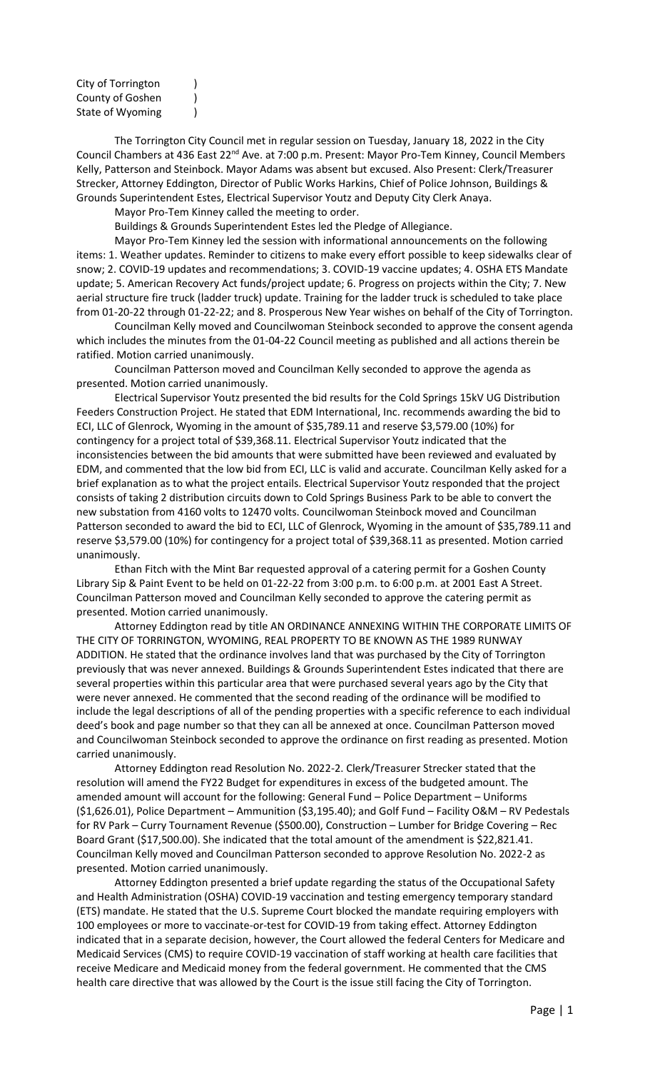City of Torrington )
County of Goshen )
State of Wyoming )

The Torrington City Council met in regular session on Tuesday, January 18, 2022 in the City Council Chambers at 436 East 22nd Ave. at 7:00 p.m. Present: Mayor Pro-Tem Kinney, Council Members Kelly, Patterson and Steinbock. Mayor Adams was absent but excused. Also Present: Clerk/Treasurer Strecker, Attorney Eddington, Director of Public Works Harkins, Chief of Police Johnson, Buildings & Grounds Superintendent Estes, Electrical Supervisor Youtz and Deputy City Clerk Anaya.

Mayor Pro-Tem Kinney called the meeting to order.

Buildings & Grounds Superintendent Estes led the Pledge of Allegiance.

Mayor Pro-Tem Kinney led the session with informational announcements on the following items: 1. Weather updates. Reminder to citizens to make every effort possible to keep sidewalks clear of snow; 2. COVID-19 updates and recommendations; 3. COVID-19 vaccine updates; 4. OSHA ETS Mandate update; 5. American Recovery Act funds/project update; 6. Progress on projects within the City; 7. New aerial structure fire truck (ladder truck) update. Training for the ladder truck is scheduled to take place from 01-20-22 through 01-22-22; and 8. Prosperous New Year wishes on behalf of the City of Torrington.

Councilman Kelly moved and Councilwoman Steinbock seconded to approve the consent agenda which includes the minutes from the 01-04-22 Council meeting as published and all actions therein be ratified. Motion carried unanimously.

Councilman Patterson moved and Councilman Kelly seconded to approve the agenda as presented. Motion carried unanimously.

Electrical Supervisor Youtz presented the bid results for the Cold Springs 15kV UG Distribution Feeders Construction Project. He stated that EDM International, Inc. recommends awarding the bid to ECI, LLC of Glenrock, Wyoming in the amount of $35,789.11 and reserve $3,579.00 (10%) for contingency for a project total of $39,368.11. Electrical Supervisor Youtz indicated that the inconsistencies between the bid amounts that were submitted have been reviewed and evaluated by EDM, and commented that the low bid from ECI, LLC is valid and accurate. Councilman Kelly asked for a brief explanation as to what the project entails. Electrical Supervisor Youtz responded that the project consists of taking 2 distribution circuits down to Cold Springs Business Park to be able to convert the new substation from 4160 volts to 12470 volts. Councilwoman Steinbock moved and Councilman Patterson seconded to award the bid to ECI, LLC of Glenrock, Wyoming in the amount of $35,789.11 and reserve $3,579.00 (10%) for contingency for a project total of $39,368.11 as presented. Motion carried unanimously.

Ethan Fitch with the Mint Bar requested approval of a catering permit for a Goshen County Library Sip & Paint Event to be held on 01-22-22 from 3:00 p.m. to 6:00 p.m. at 2001 East A Street. Councilman Patterson moved and Councilman Kelly seconded to approve the catering permit as presented. Motion carried unanimously.

Attorney Eddington read by title AN ORDINANCE ANNEXING WITHIN THE CORPORATE LIMITS OF THE CITY OF TORRINGTON, WYOMING, REAL PROPERTY TO BE KNOWN AS THE 1989 RUNWAY ADDITION. He stated that the ordinance involves land that was purchased by the City of Torrington previously that was never annexed. Buildings & Grounds Superintendent Estes indicated that there are several properties within this particular area that were purchased several years ago by the City that were never annexed. He commented that the second reading of the ordinance will be modified to include the legal descriptions of all of the pending properties with a specific reference to each individual deed's book and page number so that they can all be annexed at once. Councilman Patterson moved and Councilwoman Steinbock seconded to approve the ordinance on first reading as presented. Motion carried unanimously.

Attorney Eddington read Resolution No. 2022-2. Clerk/Treasurer Strecker stated that the resolution will amend the FY22 Budget for expenditures in excess of the budgeted amount. The amended amount will account for the following: General Fund – Police Department – Uniforms ($1,626.01), Police Department – Ammunition ($3,195.40); and Golf Fund – Facility O&M – RV Pedestals for RV Park – Curry Tournament Revenue ($500.00), Construction – Lumber for Bridge Covering – Rec Board Grant ($17,500.00). She indicated that the total amount of the amendment is $22,821.41. Councilman Kelly moved and Councilman Patterson seconded to approve Resolution No. 2022-2 as presented. Motion carried unanimously.

Attorney Eddington presented a brief update regarding the status of the Occupational Safety and Health Administration (OSHA) COVID-19 vaccination and testing emergency temporary standard (ETS) mandate. He stated that the U.S. Supreme Court blocked the mandate requiring employers with 100 employees or more to vaccinate-or-test for COVID-19 from taking effect. Attorney Eddington indicated that in a separate decision, however, the Court allowed the federal Centers for Medicare and Medicaid Services (CMS) to require COVID-19 vaccination of staff working at health care facilities that receive Medicare and Medicaid money from the federal government. He commented that the CMS health care directive that was allowed by the Court is the issue still facing the City of Torrington.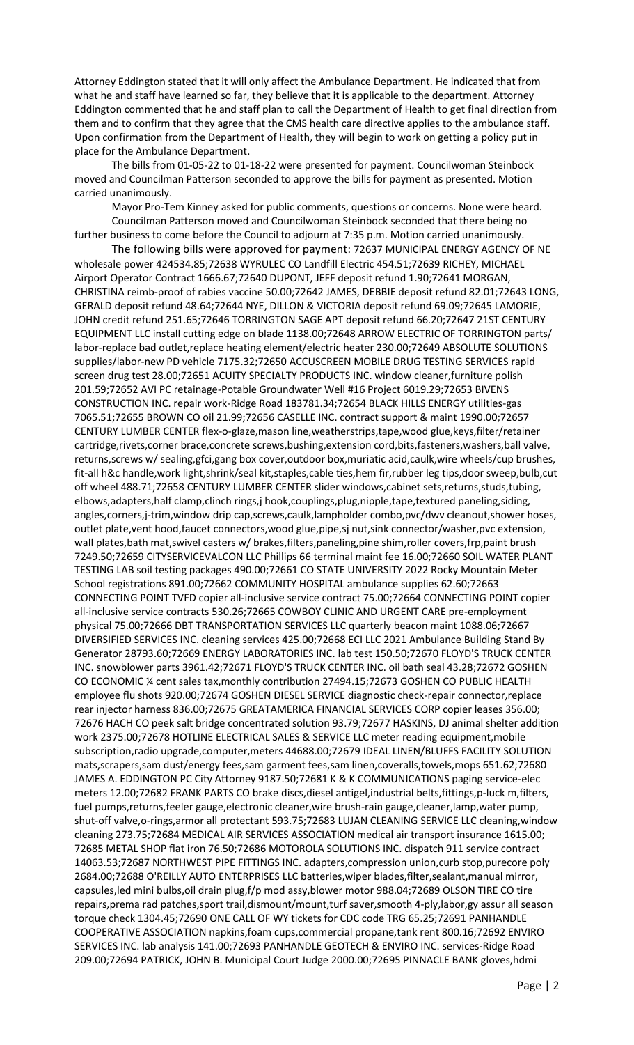Attorney Eddington stated that it will only affect the Ambulance Department. He indicated that from what he and staff have learned so far, they believe that it is applicable to the department. Attorney Eddington commented that he and staff plan to call the Department of Health to get final direction from them and to confirm that they agree that the CMS health care directive applies to the ambulance staff. Upon confirmation from the Department of Health, they will begin to work on getting a policy put in place for the Ambulance Department.

The bills from 01-05-22 to 01-18-22 were presented for payment. Councilwoman Steinbock moved and Councilman Patterson seconded to approve the bills for payment as presented. Motion carried unanimously.

Mayor Pro-Tem Kinney asked for public comments, questions or concerns. None were heard.

Councilman Patterson moved and Councilwoman Steinbock seconded that there being no further business to come before the Council to adjourn at 7:35 p.m. Motion carried unanimously.

The following bills were approved for payment: 72637 MUNICIPAL ENERGY AGENCY OF NE wholesale power 424534.85;72638 WYRULEC CO Landfill Electric 454.51;72639 RICHEY, MICHAEL Airport Operator Contract 1666.67;72640 DUPONT, JEFF deposit refund 1.90;72641 MORGAN, CHRISTINA reimb-proof of rabies vaccine 50.00;72642 JAMES, DEBBIE deposit refund 82.01;72643 LONG, GERALD deposit refund 48.64;72644 NYE, DILLON & VICTORIA deposit refund 69.09;72645 LAMORIE, JOHN credit refund 251.65;72646 TORRINGTON SAGE APT deposit refund 66.20;72647 21ST CENTURY EQUIPMENT LLC install cutting edge on blade 1138.00;72648 ARROW ELECTRIC OF TORRINGTON parts/ labor-replace bad outlet,replace heating element/electric heater 230.00;72649 ABSOLUTE SOLUTIONS supplies/labor-new PD vehicle 7175.32;72650 ACCUSCREEN MOBILE DRUG TESTING SERVICES rapid screen drug test 28.00;72651 ACUITY SPECIALTY PRODUCTS INC. window cleaner,furniture polish 201.59;72652 AVI PC retainage-Potable Groundwater Well #16 Project 6019.29;72653 BIVENS CONSTRUCTION INC. repair work-Ridge Road 183781.34;72654 BLACK HILLS ENERGY utilities-gas 7065.51;72655 BROWN CO oil 21.99;72656 CASELLE INC. contract support & maint 1990.00;72657 CENTURY LUMBER CENTER flex-o-glaze,mason line,weatherstrips,tape,wood glue,keys,filter/retainer cartridge,rivets,corner brace,concrete screws,bushing,extension cord,bits,fasteners,washers,ball valve, returns,screws w/ sealing,gfci,gang box cover,outdoor box,muriatic acid,caulk,wire wheels/cup brushes, fit-all h&c handle,work light,shrink/seal kit,staples,cable ties,hem fir,rubber leg tips,door sweep,bulb,cut off wheel 488.71;72658 CENTURY LUMBER CENTER slider windows,cabinet sets,returns,studs,tubing, elbows,adapters,half clamp,clinch rings,j hook,couplings,plug,nipple,tape,textured paneling,siding, angles,corners,j-trim,window drip cap,screws,caulk,lampholder combo,pvc/dwv cleanout,shower hoses, outlet plate,vent hood,faucet connectors,wood glue,pipe,sj nut,sink connector/washer,pvc extension, wall plates,bath mat,swivel casters w/ brakes,filters,paneling,pine shim,roller covers,frp,paint brush 7249.50;72659 CITYSERVICEVALCON LLC Phillips 66 terminal maint fee 16.00;72660 SOIL WATER PLANT TESTING LAB soil testing packages 490.00;72661 CO STATE UNIVERSITY 2022 Rocky Mountain Meter School registrations 891.00;72662 COMMUNITY HOSPITAL ambulance supplies 62.60;72663 CONNECTING POINT TVFD copier all-inclusive service contract 75.00;72664 CONNECTING POINT copier all-inclusive service contracts 530.26;72665 COWBOY CLINIC AND URGENT CARE pre-employment physical 75.00;72666 DBT TRANSPORTATION SERVICES LLC quarterly beacon maint 1088.06;72667 DIVERSIFIED SERVICES INC. cleaning services 425.00;72668 ECI LLC 2021 Ambulance Building Stand By Generator 28793.60;72669 ENERGY LABORATORIES INC. lab test 150.50;72670 FLOYD'S TRUCK CENTER INC. snowblower parts 3961.42;72671 FLOYD'S TRUCK CENTER INC. oil bath seal 43.28;72672 GOSHEN CO ECONOMIC ¼ cent sales tax,monthly contribution 27494.15;72673 GOSHEN CO PUBLIC HEALTH employee flu shots 920.00;72674 GOSHEN DIESEL SERVICE diagnostic check-repair connector,replace rear injector harness 836.00;72675 GREATAMERICA FINANCIAL SERVICES CORP copier leases 356.00; 72676 HACH CO peek salt bridge concentrated solution 93.79;72677 HASKINS, DJ animal shelter addition work 2375.00;72678 HOTLINE ELECTRICAL SALES & SERVICE LLC meter reading equipment,mobile subscription,radio upgrade,computer,meters 44688.00;72679 IDEAL LINEN/BLUFFS FACILITY SOLUTION mats,scrapers,sam dust/energy fees,sam garment fees,sam linen,coveralls,towels,mops 651.62;72680 JAMES A. EDDINGTON PC City Attorney 9187.50;72681 K & K COMMUNICATIONS paging service-elec meters 12.00;72682 FRANK PARTS CO brake discs,diesel antigel,industrial belts,fittings,p-luck m,filters, fuel pumps,returns,feeler gauge,electronic cleaner,wire brush-rain gauge,cleaner,lamp,water pump, shut-off valve,o-rings,armor all protectant 593.75;72683 LUJAN CLEANING SERVICE LLC cleaning,window cleaning 273.75;72684 MEDICAL AIR SERVICES ASSOCIATION medical air transport insurance 1615.00; 72685 METAL SHOP flat iron 76.50;72686 MOTOROLA SOLUTIONS INC. dispatch 911 service contract 14063.53;72687 NORTHWEST PIPE FITTINGS INC. adapters,compression union,curb stop,purecore poly 2684.00;72688 O'REILLY AUTO ENTERPRISES LLC batteries,wiper blades,filter,sealant,manual mirror, capsules,led mini bulbs,oil drain plug,f/p mod assy,blower motor 988.04;72689 OLSON TIRE CO tire repairs,prema rad patches,sport trail,dismount/mount,turf saver,smooth 4-ply,labor,gy assur all season torque check 1304.45;72690 ONE CALL OF WY tickets for CDC code TRG 65.25;72691 PANHANDLE COOPERATIVE ASSOCIATION napkins,foam cups,commercial propane,tank rent 800.16;72692 ENVIRO SERVICES INC. lab analysis 141.00;72693 PANHANDLE GEOTECH & ENVIRO INC. services-Ridge Road 209.00;72694 PATRICK, JOHN B. Municipal Court Judge 2000.00;72695 PINNACLE BANK gloves,hdmi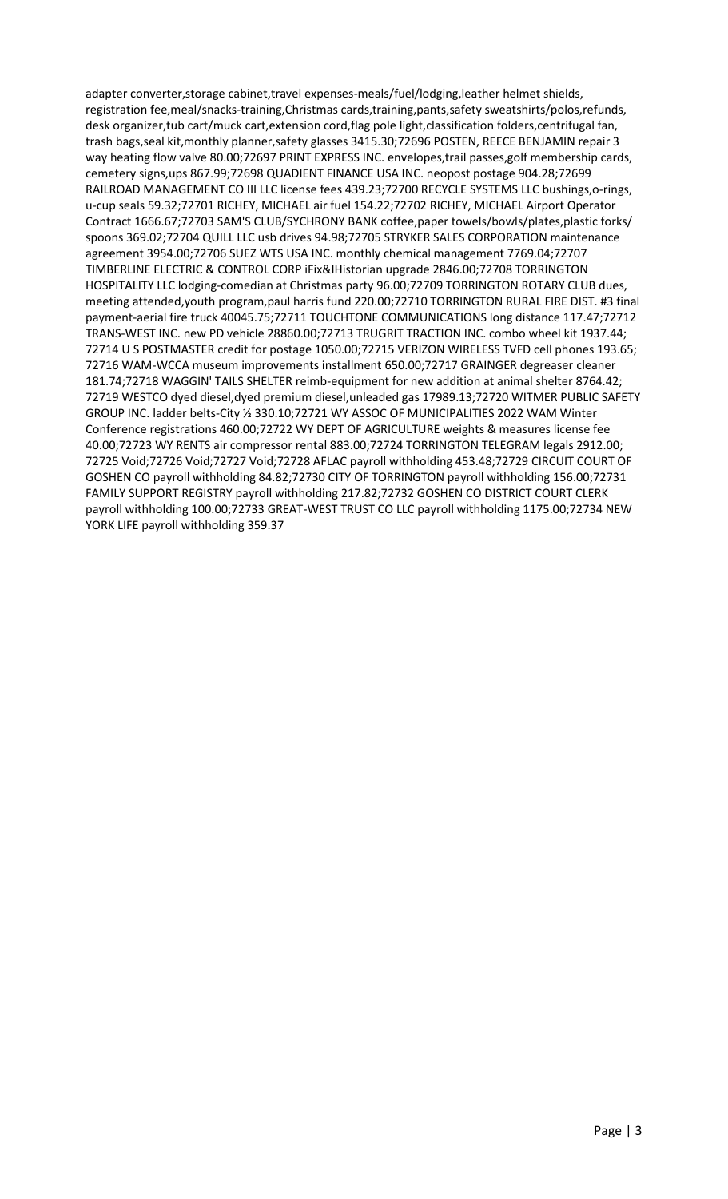adapter converter,storage cabinet,travel expenses-meals/fuel/lodging,leather helmet shields, registration fee,meal/snacks-training,Christmas cards,training,pants,safety sweatshirts/polos,refunds, desk organizer,tub cart/muck cart,extension cord,flag pole light,classification folders,centrifugal fan, trash bags,seal kit,monthly planner,safety glasses 3415.30;72696 POSTEN, REECE BENJAMIN repair 3 way heating flow valve 80.00;72697 PRINT EXPRESS INC. envelopes,trail passes,golf membership cards, cemetery signs,ups 867.99;72698 QUADIENT FINANCE USA INC. neopost postage 904.28;72699 RAILROAD MANAGEMENT CO III LLC license fees 439.23;72700 RECYCLE SYSTEMS LLC bushings,o-rings, u-cup seals 59.32;72701 RICHEY, MICHAEL air fuel 154.22;72702 RICHEY, MICHAEL Airport Operator Contract 1666.67;72703 SAM'S CLUB/SYCHRONY BANK coffee,paper towels/bowls/plates,plastic forks/ spoons 369.02;72704 QUILL LLC usb drives 94.98;72705 STRYKER SALES CORPORATION maintenance agreement 3954.00;72706 SUEZ WTS USA INC. monthly chemical management 7769.04;72707 TIMBERLINE ELECTRIC & CONTROL CORP iFix&IHistorian upgrade 2846.00;72708 TORRINGTON HOSPITALITY LLC lodging-comedian at Christmas party 96.00;72709 TORRINGTON ROTARY CLUB dues, meeting attended,youth program,paul harris fund 220.00;72710 TORRINGTON RURAL FIRE DIST. #3 final payment-aerial fire truck 40045.75;72711 TOUCHTONE COMMUNICATIONS long distance 117.47;72712 TRANS-WEST INC. new PD vehicle 28860.00;72713 TRUGRIT TRACTION INC. combo wheel kit 1937.44; 72714 U S POSTMASTER credit for postage 1050.00;72715 VERIZON WIRELESS TVFD cell phones 193.65; 72716 WAM-WCCA museum improvements installment 650.00;72717 GRAINGER degreaser cleaner 181.74;72718 WAGGIN' TAILS SHELTER reimb-equipment for new addition at animal shelter 8764.42; 72719 WESTCO dyed diesel,dyed premium diesel,unleaded gas 17989.13;72720 WITMER PUBLIC SAFETY GROUP INC. ladder belts-City ½ 330.10;72721 WY ASSOC OF MUNICIPALITIES 2022 WAM Winter Conference registrations 460.00;72722 WY DEPT OF AGRICULTURE weights & measures license fee 40.00;72723 WY RENTS air compressor rental 883.00;72724 TORRINGTON TELEGRAM legals 2912.00; 72725 Void;72726 Void;72727 Void;72728 AFLAC payroll withholding 453.48;72729 CIRCUIT COURT OF GOSHEN CO payroll withholding 84.82;72730 CITY OF TORRINGTON payroll withholding 156.00;72731 FAMILY SUPPORT REGISTRY payroll withholding 217.82;72732 GOSHEN CO DISTRICT COURT CLERK payroll withholding 100.00;72733 GREAT-WEST TRUST CO LLC payroll withholding 1175.00;72734 NEW YORK LIFE payroll withholding 359.37